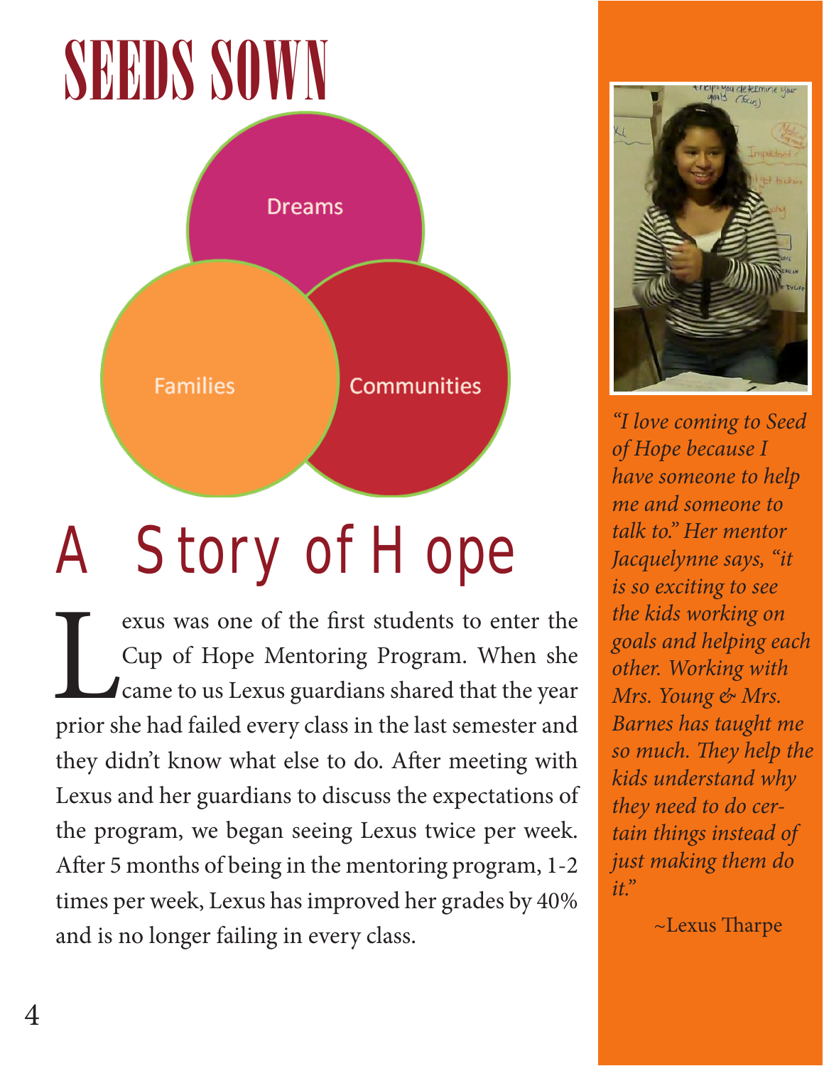# SEEDS SOWN

Dreams

Families

Communities

## A Story of Hope

Lexus was one of the first students to enter the Cup of Hope Mentoring Program. When she came to us Lexus guardians shared that the year prior she had failed every class in the last semester and they didn't know what else to do. After meeting with Lexus and her guardians to discuss the expectations of the program, we began seeing Lexus twice per week. After 5 months of being in the mentoring program, 1-2 times per week, Lexus has improved her grades by 40% and is no longer failing in every class.

*"I love coming to Seed of Hope because I have someone to help me and someone to talk to." Her mentor Jacquelynne says, "it is so exciting to see the kids working on goals and helping each other. Working with Mrs. Young & Mrs. Barnes has taught me so much. They help the kids understand why they need to do certain things instead of just making them do it."*

~Lexus Tharpe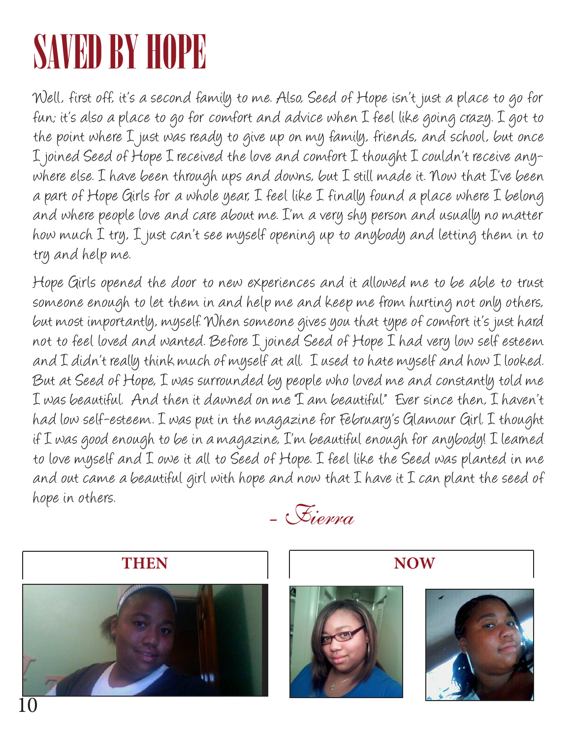# SAVED BY HOPE

Well, first off, it's a second family to me. Also, Seed of Hope isn't just a place to go for fun; it's also a place to go for comfort and advice when I feel like going crazy. I got to the point where I just was ready to give up on my family, friends, and school, but once I joined Seed of Hope I received the love and comfort I thought I couldn't receive anywhere else. I have been through ups and downs, but I still made it. Now that I've been a part of Hope Girls for a whole year, I feel like I finally found a place where I belong and where people love and care about me. I'm a very shy person and usually no matter how much I try, I just can't see myself opening up to anybody and letting them in to try and help me.

Hope Girls opened the door to new experiences and it allowed me to be able to trust someone enough to let them in and help me and keep me from hurting not only others, but most importantly, myself. When someone gives you that type of comfort it's just hard not to feel loved and wanted. Before I joined Seed of Hope I had very low self esteem and I didn't really think much of myself at all. I used to hate myself and how I looked. But at Seed of Hope, I was surrounded by people who loved me and constantly told me I was beautiful. And then it dawned on me "I am beautiful." Ever since then, I haven't had low self-esteem. I was put in the magazine for February's Glamour Girl. I thought if I was good enough to be in a magazine, I'm beautiful enough for anybody! I learned to love myself and I owe it all to Seed of Hope. I feel like the Seed was planted in me and out came a beautiful girl with hope and now that I have it I can plant the seed of hope in others.

*- Fierra*

**THEN**

**NOW**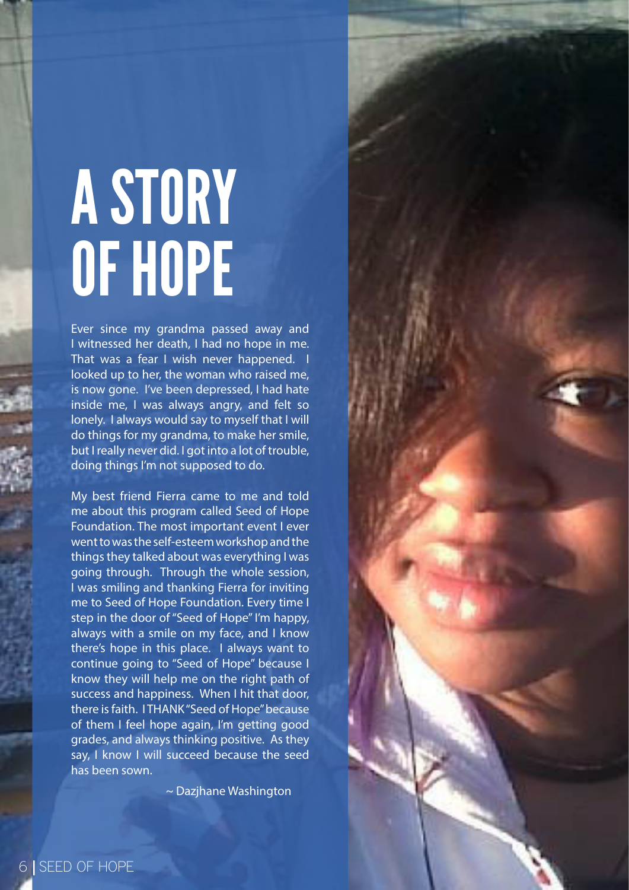# A STORY OF HOPE

Ever since my grandma passed away and I witnessed her death, I had no hope in me. That was a fear I wish never happened. I looked up to her, the woman who raised me, is now gone. I've been depressed, I had hate inside me, I was always angry, and felt so lonely. I always would say to myself that I will do things for my grandma, to make her smile, but I really never did. I got into a lot of trouble, doing things I'm not supposed to do.

My best friend Fierra came to me and told me about this program called Seed of Hope Foundation. The most important event I ever went to was the self-esteem workshop and the things they talked about was everything I was going through. Through the whole session, I was smiling and thanking Fierra for inviting me to Seed of Hope Foundation. Every time I step in the door of "Seed of Hope" I'm happy, always with a smile on my face, and I know there's hope in this place. I always want to continue going to "Seed of Hope" because I know they will help me on the right path of success and happiness. When I hit that door, there is faith. I THANK "Seed of Hope" because of them I feel hope again, I'm getting good grades, and always thinking positive. As they say, I know I will succeed because the seed has been sown.

~ Dazjhane Washington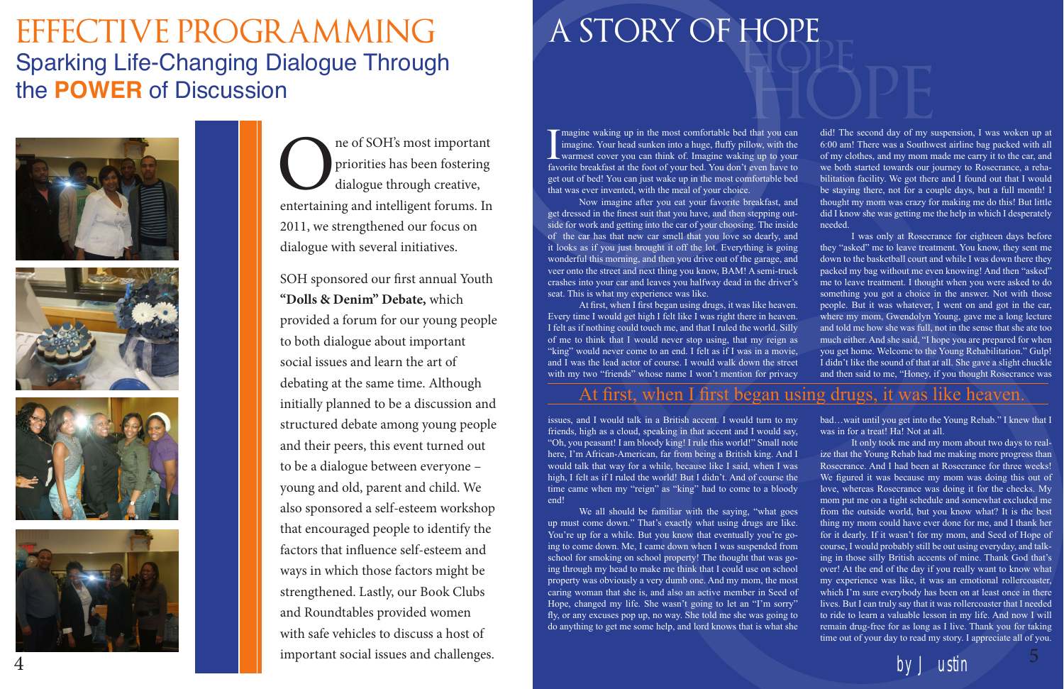# EFFECTIVE PROGRAMMING

## Sparking Life-Changing Dialogue Through the **POWER** of Discussion

One of SOH's most important priorities has been fostering dialogue through creative, entertaining and intelligent forums. In 2011, we strengthened our focus on dialogue with several initiatives.

SOH sponsored our first annual Youth **"Dolls & Denim" Debate,** which provided a forum for our young people to both dialogue about important social issues and learn the art of debating at the same time. Although initially planned to be a discussion and structured debate among young people and their peers, this event turned out to be a dialogue between everyone – young and old, parent and child. We also sponsored a self-esteem workshop that encouraged people to identify the factors that influence self-esteem and ways in which those factors might be strengthened. Lastly, our Book Clubs and Roundtables provided women with safe vehicles to discuss a host of important social issues and challenges.

# A STORY OF HOPE

Imagine waking up in the most comfortable bed that you can imagine. Your head sunken into a huge, fluffy pillow, with the warmest cover you can think of. Imagine waking up to your favorite breakfast at the foot of your bed. You don't even have to get out of bed! You can just wake up in the most comfortable bed that was ever invented, with the meal of your choice.

Now imagine after you eat your favorite breakfast, and get dressed in the finest suit that you have, and then stepping outside for work and getting into the car of your choosing. The inside of the car has that new car smell that you love so dearly, and it looks as if you just brought it off the lot. Everything is going wonderful this morning, and then you drive out of the garage, and veer onto the street and next thing you know, BAM! A semi-truck crashes into your car and leaves you halfway dead in the driver's seat. This is what my experience was like.

At first, when I first began using drugs, it was like heaven. Every time I would get high I felt like I was right there in heaven. I felt as if nothing could touch me, and that I ruled the world. Silly of me to think that I would never stop using, that my reign as "king" would never come to an end. I felt as if I was in a movie, and I was the lead actor of course. I would walk down the street with my two "friends" whose name I won't mention for privacy issues, and I would talk in a British accent. I would turn to my friends, high as a cloud, speaking in that accent and I would say, "Oh, you peasant! I am bloody king! I rule this world!" Small note here, I'm African-American, far from being a British king. And I would talk that way for a while, because like I said, when I was high, I felt as if I ruled the world! But I didn't. And of course the time came when my "reign" as "king" had to come to a bloody end!

We all should be familiar with the saying, "what goes up must come down." That's exactly what using drugs are like. You're up for a while. But you know that eventually you're going to come down. Me, I came down when I was suspended from school for smoking on school property! The thought that was going through my head to make me think that I could use on school property was obviously a very dumb one. And my mom, the most caring woman that she is, and also an active member in Seed of Hope, changed my life. She wasn't going to let an "I'm sorry" fly, or any excuses pop up, no way. She told me she was going to do anything to get me some help, and lord knows that is what she did! The second day of my suspension, I was woken up at 6:00 am! There was a Southwest airline bag packed with all of my clothes, and my mom made me carry it to the car, and we both started towards our journey to Rosecrance, a rehabilitation facility. We got there and I found out that I would be staying there, not for a couple days, but a full month! I thought my mom was crazy for making me do this! But little did I know she was getting me the help in which I desperately needed.

I was only at Rosecrance for eighteen days before they "asked" me to leave treatment. You know, they sent me down to the basketball court and while I was down there they packed my bag without me even knowing! And then "asked" me to leave treatment. I thought when you were asked to do something you got a choice in the answer. Not with those people. But it was whatever, I went on and got in the car, where my mom, Gwendolyn Young, gave me a long lecture and told me how she was full, not in the sense that she ate too much either. And she said, "I hope you are prepared for when you get home. Welcome to the Young Rehabilitation." Gulp! I didn't like the sound of that at all. She gave a slight chuckle and then said to me, "Honey, if you thought Rosecrance was bad…wait until you get into the Young Rehab." I knew that I was in for a treat! Ha! Not at all.

At first, when I first began using drugs, it was like heaven.

It only took me and my mom about two days to realize that the Young Rehab had me making more progress than Rosecrance. And I had been at Rosecrance for three weeks! We figured it was because my mom was doing this out of love, whereas Rosecrance was doing it for the checks. My mom put me on a tight schedule and somewhat excluded me from the outside world, but you know what? It is the best thing my mom could have ever done for me, and I thank her for it dearly. If it wasn't for my mom, and Seed of Hope of course, I would probably still be out using everyday, and talking in those silly British accents of mine. Thank God that's over! At the end of the day if you really want to know what my experience was like, it was an emotional rollercoaster, which I'm sure everybody has been on at least once in there lives. But I can truly say that it was rollercoaster that I needed to ride to learn a valuable lesson in my life. And now I will remain drug-free for as long as I live. Thank you for taking time out of your day to read my story. I appreciate all of you.

by Justin